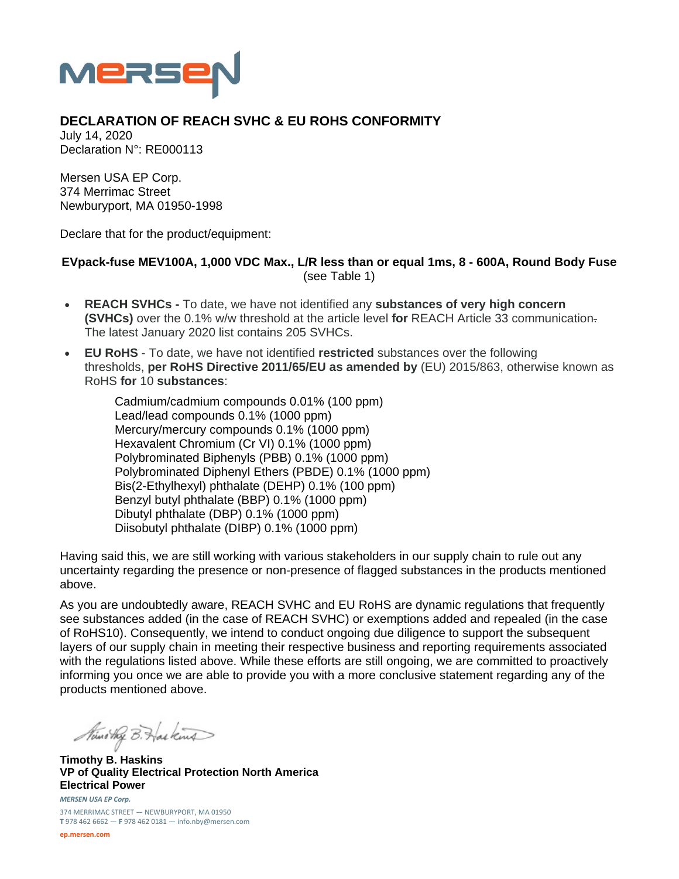MERSEN

## DECLARATION OF REACH SVHC & EU ROHS CONFORMITY

July 14, 2020
Declaration N°: RE000113

Mersen USA EP Corp.
374 Merrimac Street
Newburyport, MA 01950-1998

Declare that for the product/equipment:

**EVpack-fuse MEV100A, 1,000 VDC Max., L/R less than or equal 1ms, 8 - 600A, Round Body Fuse**
(see Table 1)

- **REACH SVHCs -** To date, we have not identified any **substances of very high concern (SVHCs)** over the 0.1% w/w threshold at the article level **for** REACH Article 33 communication. The latest January 2020 list contains 205 SVHCs.
- **EU RoHS** - To date, we have not identified **restricted** substances over the following thresholds, **per RoHS Directive 2011/65/EU as amended by** (EU) 2015/863, otherwise known as RoHS **for** 10 **substances**:

  Cadmium/cadmium compounds 0.01% (100 ppm)
  Lead/lead compounds 0.1% (1000 ppm)
  Mercury/mercury compounds 0.1% (1000 ppm)
  Hexavalent Chromium (Cr VI) 0.1% (1000 ppm)
  Polybrominated Biphenyls (PBB) 0.1% (1000 ppm)
  Polybrominated Diphenyl Ethers (PBDE) 0.1% (1000 ppm)
  Bis(2-Ethylhexyl) phthalate (DEHP) 0.1% (100 ppm)
  Benzyl butyl phthalate (BBP) 0.1% (1000 ppm)
  Dibutyl phthalate (DBP) 0.1% (1000 ppm)
  Diisobutyl phthalate (DIBP) 0.1% (1000 ppm)

Having said this, we are still working with various stakeholders in our supply chain to rule out any uncertainty regarding the presence or non-presence of flagged substances in the products mentioned above.

As you are undoubtedly aware, REACH SVHC and EU RoHS are dynamic regulations that frequently see substances added (in the case of REACH SVHC) or exemptions added and repealed (in the case of RoHS10). Consequently, we intend to conduct ongoing due diligence to support the subsequent layers of our supply chain in meeting their respective business and reporting requirements associated with the regulations listed above. While these efforts are still ongoing, we are committed to proactively informing you once we are able to provide you with a more conclusive statement regarding any of the products mentioned above.

Timothy B. Haskins

**Timothy B. Haskins**
**VP of Quality Electrical Protection North America**
**Electrical Power**

*MERSEN USA EP Corp.*
374 MERRIMAC STREET — NEWBURYPORT, MA 01950
**T** 978 462 6662 — **F** 978 462 0181 — info.nby@mersen.com

**ep.mersen.com**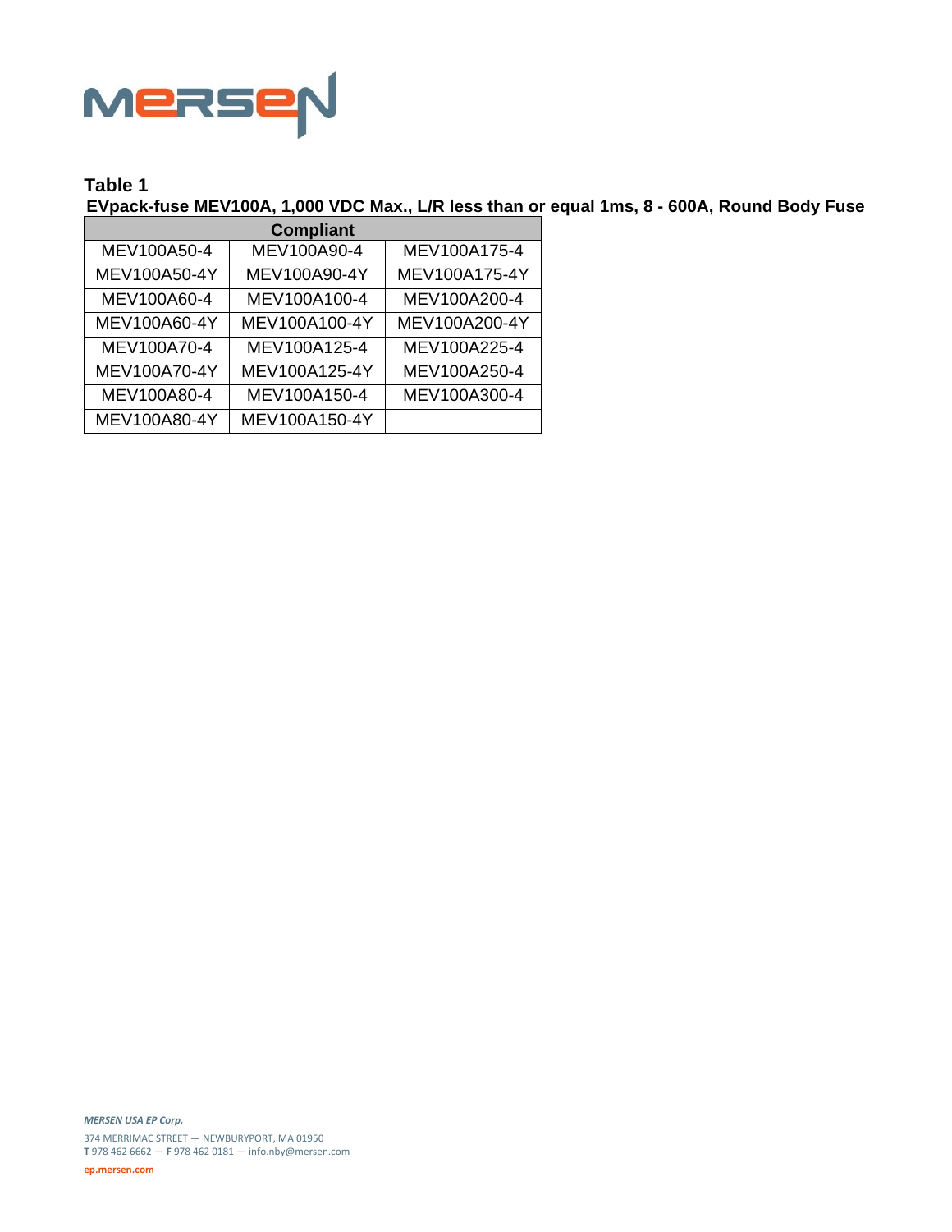**Table 1**

**EVpack-fuse MEV100A, 1,000 VDC Max., L/R less than or equal 1ms, 8 - 600A, Round Body Fuse**

| Compliant | | |
|---|---|---|
| MEV100A50-4 | MEV100A90-4 | MEV100A175-4 |
| MEV100A50-4Y | MEV100A90-4Y | MEV100A175-4Y |
| MEV100A60-4 | MEV100A100-4 | MEV100A200-4 |
| MEV100A60-4Y | MEV100A100-4Y | MEV100A200-4Y |
| MEV100A70-4 | MEV100A125-4 | MEV100A225-4 |
| MEV100A70-4Y | MEV100A125-4Y | MEV100A250-4 |
| MEV100A80-4 | MEV100A150-4 | MEV100A300-4 |
| MEV100A80-4Y | MEV100A150-4Y | |

*MERSEN USA EP Corp.*

374 MERRIMAC STREET — NEWBURYPORT, MA 01950
**T** 978 462 6662 — **F** 978 462 0181 — info.nby@mersen.com

**ep.mersen.com**